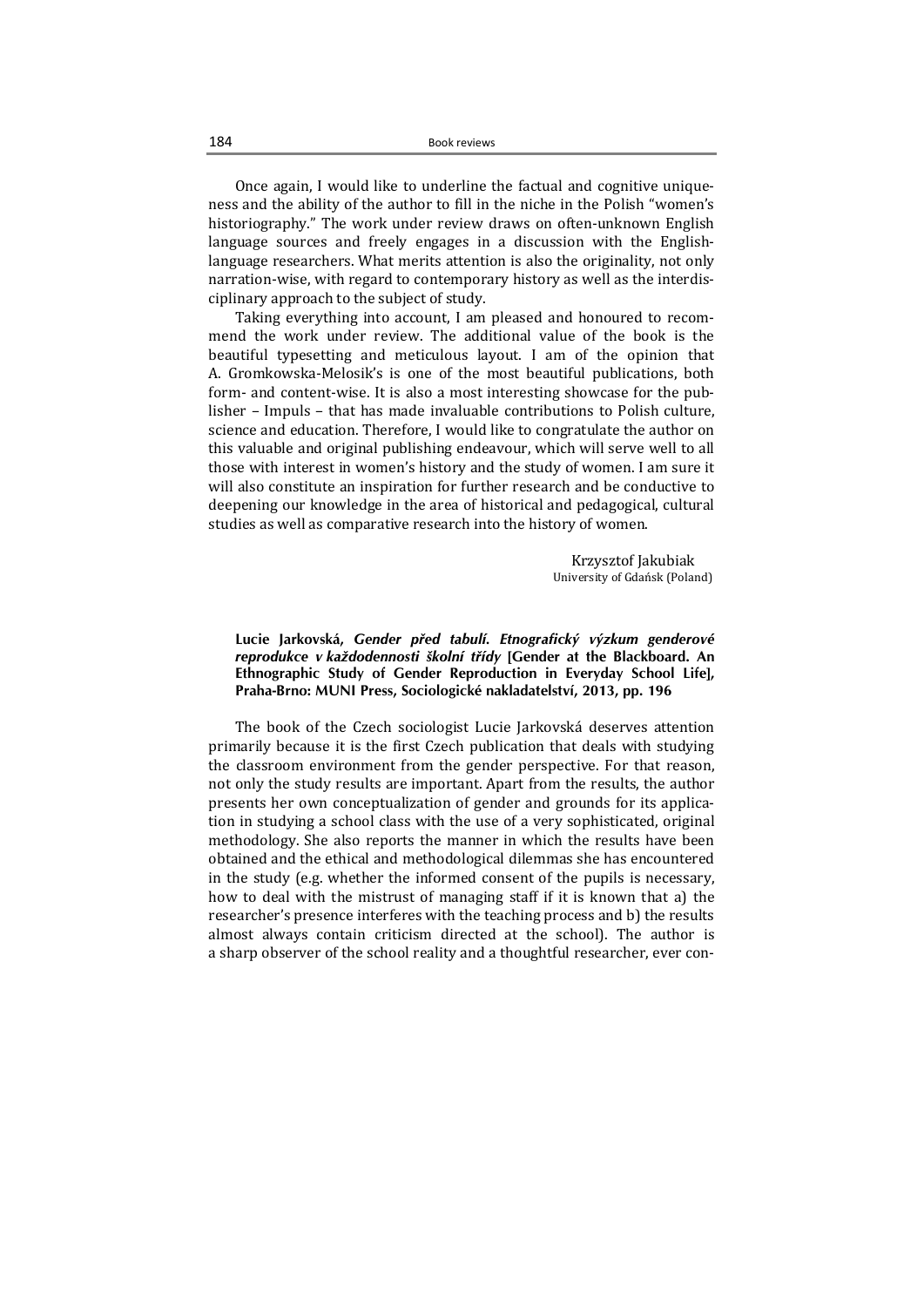Once again, I would like to underline the factual and cognitive uniqueness and the ability of the author to fill in the niche in the Polish "women's historiography." The work under review draws on often-unknown English language sources and freely engages in a discussion with the English-language researchers. What merits attention is also the originality, not only narration-wise, with regard to contemporary history as well as the interdisciplinary approach to the subject of study.

Taking everything into account, I am pleased and honoured to recommend the work under review. The additional value of the book is the beautiful typesetting and meticulous layout. I am of the opinion that A. Gromkowska-Melosik's is one of the most beautiful publications, both form- and content-wise. It is also a most interesting showcase for the publisher – Impuls – that has made invaluable contributions to Polish culture, science and education. Therefore, I would like to congratulate the author on this valuable and original publishing endeavour, which will serve well to all those with interest in women's history and the study of women. I am sure it will also constitute an inspiration for further research and be conductive to deepening our knowledge in the area of historical and pedagogical, cultural studies as well as comparative research into the history of women.

Krzysztof Jakubiak
University of Gdańsk (Poland)

**Lucie Jarkovská, *Gender před tabulí. Etnografický výzkum genderové reprodukce v každodennosti školní třídy* [Gender at the Blackboard. An Ethnographic Study of Gender Reproduction in Everyday School Life], Praha-Brno: MUNI Press, Sociologické nakladatelství, 2013, pp. 196**

The book of the Czech sociologist Lucie Jarkovská deserves attention primarily because it is the first Czech publication that deals with studying the classroom environment from the gender perspective. For that reason, not only the study results are important. Apart from the results, the author presents her own conceptualization of gender and grounds for its application in studying a school class with the use of a very sophisticated, original methodology. She also reports the manner in which the results have been obtained and the ethical and methodological dilemmas she has encountered in the study (e.g. whether the informed consent of the pupils is necessary, how to deal with the mistrust of managing staff if it is known that a) the researcher's presence interferes with the teaching process and b) the results almost always contain criticism directed at the school). The author is a sharp observer of the school reality and a thoughtful researcher, ever con-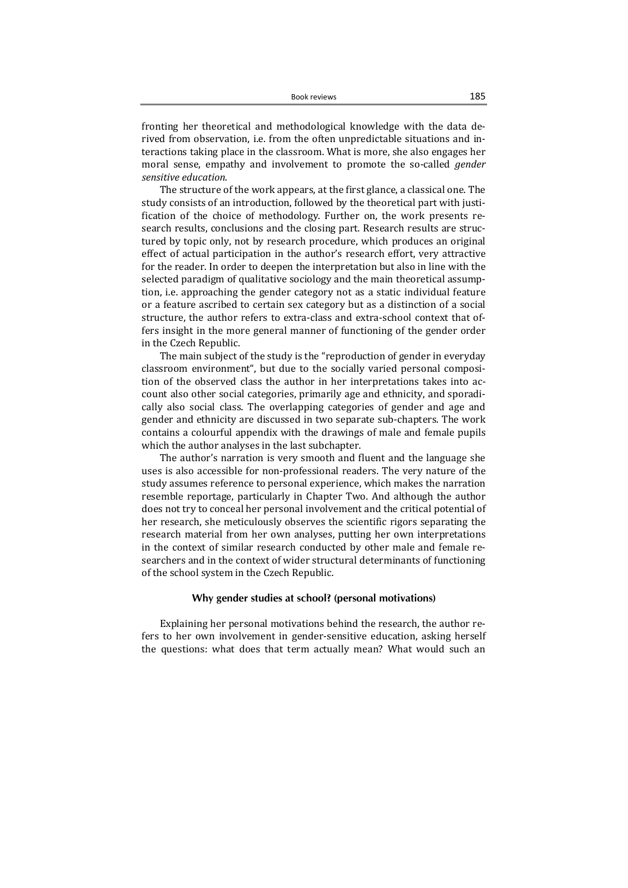fronting her theoretical and methodological knowledge with the data derived from observation, i.e. from the often unpredictable situations and interactions taking place in the classroom. What is more, she also engages her moral sense, empathy and involvement to promote the so-called *gender sensitive education*.

The structure of the work appears, at the first glance, a classical one. The study consists of an introduction, followed by the theoretical part with justification of the choice of methodology. Further on, the work presents research results, conclusions and the closing part. Research results are structured by topic only, not by research procedure, which produces an original effect of actual participation in the author's research effort, very attractive for the reader. In order to deepen the interpretation but also in line with the selected paradigm of qualitative sociology and the main theoretical assumption, i.e. approaching the gender category not as a static individual feature or a feature ascribed to certain sex category but as a distinction of a social structure, the author refers to extra-class and extra-school context that offers insight in the more general manner of functioning of the gender order in the Czech Republic.

The main subject of the study is the "reproduction of gender in everyday classroom environment", but due to the socially varied personal composition of the observed class the author in her interpretations takes into account also other social categories, primarily age and ethnicity, and sporadically also social class. The overlapping categories of gender and age and gender and ethnicity are discussed in two separate sub-chapters. The work contains a colourful appendix with the drawings of male and female pupils which the author analyses in the last subchapter.

The author's narration is very smooth and fluent and the language she uses is also accessible for non-professional readers. The very nature of the study assumes reference to personal experience, which makes the narration resemble reportage, particularly in Chapter Two. And although the author does not try to conceal her personal involvement and the critical potential of her research, she meticulously observes the scientific rigors separating the research material from her own analyses, putting her own interpretations in the context of similar research conducted by other male and female researchers and in the context of wider structural determinants of functioning of the school system in the Czech Republic.

### Why gender studies at school? (personal motivations)

Explaining her personal motivations behind the research, the author refers to her own involvement in gender-sensitive education, asking herself the questions: what does that term actually mean? What would such an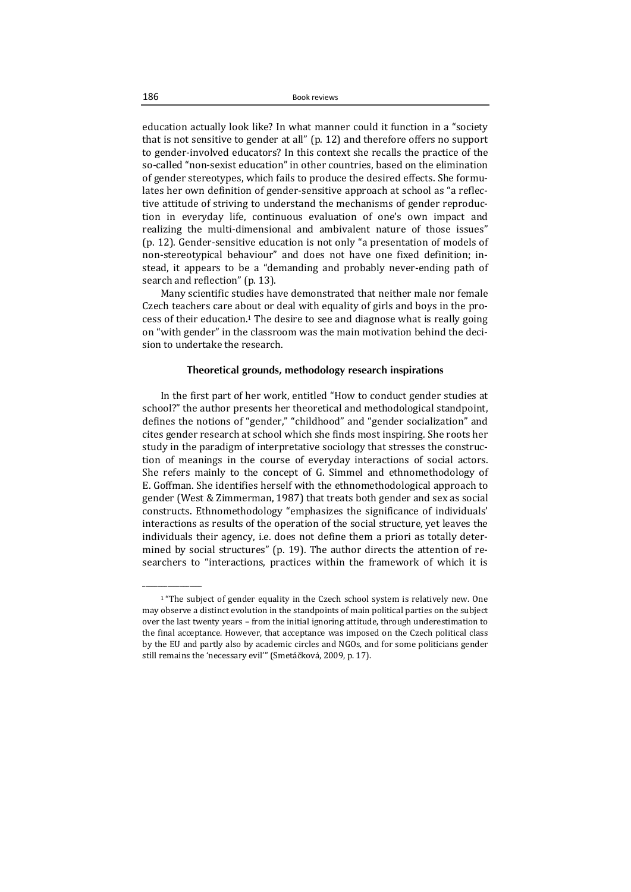education actually look like? In what manner could it function in a "society that is not sensitive to gender at all" (p. 12) and therefore offers no support to gender-involved educators? In this context she recalls the practice of the so-called "non-sexist education" in other countries, based on the elimination of gender stereotypes, which fails to produce the desired effects. She formulates her own definition of gender-sensitive approach at school as "a reflective attitude of striving to understand the mechanisms of gender reproduction in everyday life, continuous evaluation of one's own impact and realizing the multi-dimensional and ambivalent nature of those issues" (p. 12). Gender-sensitive education is not only "a presentation of models of non-stereotypical behaviour" and does not have one fixed definition; instead, it appears to be a "demanding and probably never-ending path of search and reflection" (p. 13).

Many scientific studies have demonstrated that neither male nor female Czech teachers care about or deal with equality of girls and boys in the process of their education.[1] The desire to see and diagnose what is really going on "with gender" in the classroom was the main motivation behind the decision to undertake the research.

### Theoretical grounds, methodology research inspirations

In the first part of her work, entitled "How to conduct gender studies at school?" the author presents her theoretical and methodological standpoint, defines the notions of "gender," "childhood" and "gender socialization" and cites gender research at school which she finds most inspiring. She roots her study in the paradigm of interpretative sociology that stresses the construction of meanings in the course of everyday interactions of social actors. She refers mainly to the concept of G. Simmel and ethnomethodology of E. Goffman. She identifies herself with the ethnomethodological approach to gender (West & Zimmerman, 1987) that treats both gender and sex as social constructs. Ethnomethodology "emphasizes the significance of individuals' interactions as results of the operation of the social structure, yet leaves the individuals their agency, i.e. does not define them a priori as totally determined by social structures" (p. 19). The author directs the attention of researchers to "interactions, practices within the framework of which it is

---

[1] "The subject of gender equality in the Czech school system is relatively new. One may observe a distinct evolution in the standpoints of main political parties on the subject over the last twenty years – from the initial ignoring attitude, through underestimation to the final acceptance. However, that acceptance was imposed on the Czech political class by the EU and partly also by academic circles and NGOs, and for some politicians gender still remains the 'necessary evil'" (Smetáčková, 2009, p. 17).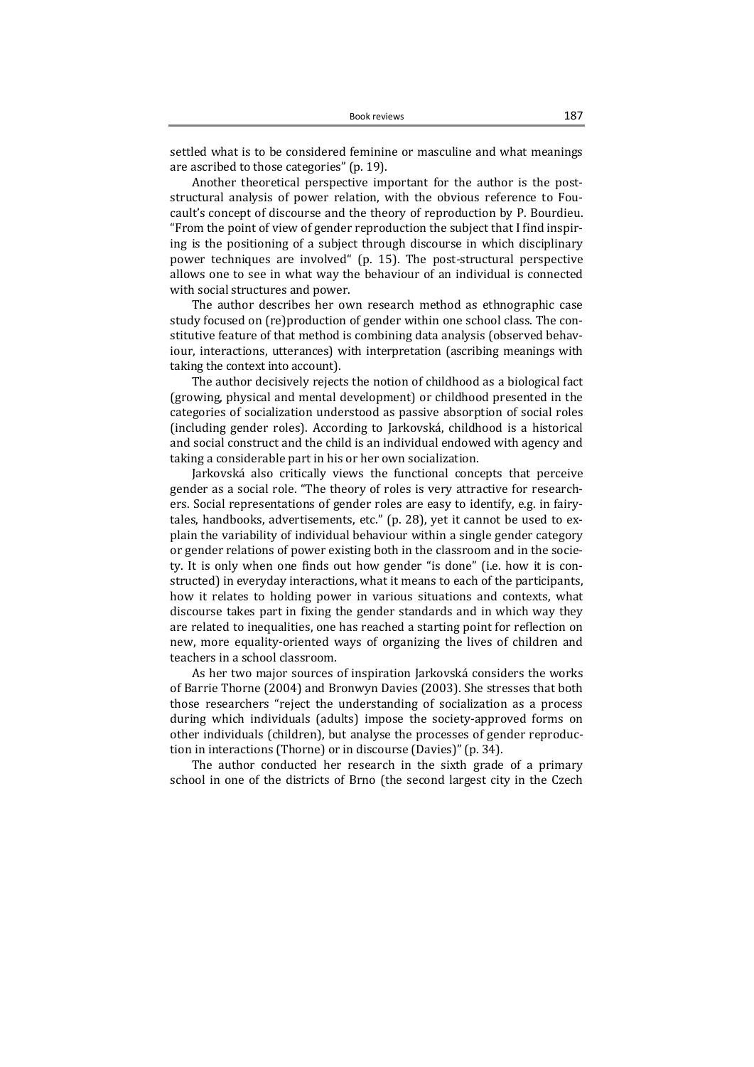settled what is to be considered feminine or masculine and what meanings are ascribed to those categories" (p. 19).

Another theoretical perspective important for the author is the post-structural analysis of power relation, with the obvious reference to Foucault's concept of discourse and the theory of reproduction by P. Bourdieu. "From the point of view of gender reproduction the subject that I find inspiring is the positioning of a subject through discourse in which disciplinary power techniques are involved" (p. 15). The post-structural perspective allows one to see in what way the behaviour of an individual is connected with social structures and power.

The author describes her own research method as ethnographic case study focused on (re)production of gender within one school class. The constitutive feature of that method is combining data analysis (observed behaviour, interactions, utterances) with interpretation (ascribing meanings with taking the context into account).

The author decisively rejects the notion of childhood as a biological fact (growing, physical and mental development) or childhood presented in the categories of socialization understood as passive absorption of social roles (including gender roles). According to Jarkovská, childhood is a historical and social construct and the child is an individual endowed with agency and taking a considerable part in his or her own socialization.

Jarkovská also critically views the functional concepts that perceive gender as a social role. "The theory of roles is very attractive for researchers. Social representations of gender roles are easy to identify, e.g. in fairy-tales, handbooks, advertisements, etc." (p. 28), yet it cannot be used to explain the variability of individual behaviour within a single gender category or gender relations of power existing both in the classroom and in the society. It is only when one finds out how gender "is done" (i.e. how it is constructed) in everyday interactions, what it means to each of the participants, how it relates to holding power in various situations and contexts, what discourse takes part in fixing the gender standards and in which way they are related to inequalities, one has reached a starting point for reflection on new, more equality-oriented ways of organizing the lives of children and teachers in a school classroom.

As her two major sources of inspiration Jarkovská considers the works of Barrie Thorne (2004) and Bronwyn Davies (2003). She stresses that both those researchers "reject the understanding of socialization as a process during which individuals (adults) impose the society-approved forms on other individuals (children), but analyse the processes of gender reproduction in interactions (Thorne) or in discourse (Davies)" (p. 34).

The author conducted her research in the sixth grade of a primary school in one of the districts of Brno (the second largest city in the Czech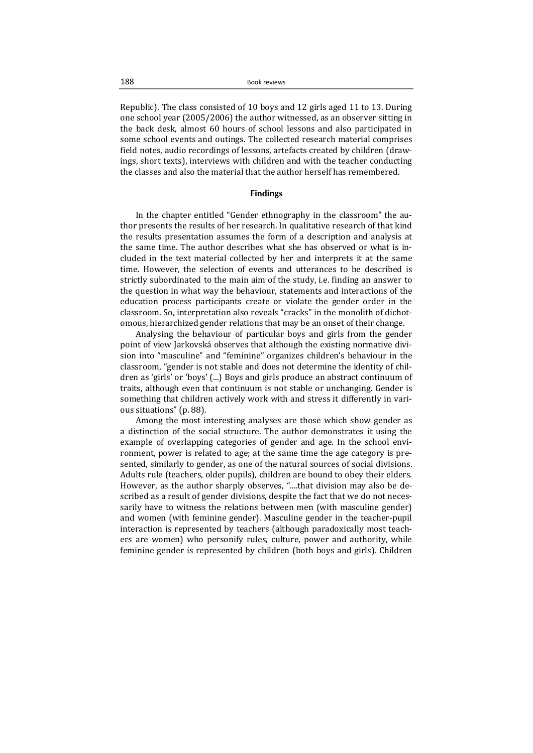Republic). The class consisted of 10 boys and 12 girls aged 11 to 13. During one school year (2005/2006) the author witnessed, as an observer sitting in the back desk, almost 60 hours of school lessons and also participated in some school events and outings. The collected research material comprises field notes, audio recordings of lessons, artefacts created by children (drawings, short texts), interviews with children and with the teacher conducting the classes and also the material that the author herself has remembered.

## Findings

In the chapter entitled "Gender ethnography in the classroom" the author presents the results of her research. In qualitative research of that kind the results presentation assumes the form of a description and analysis at the same time. The author describes what she has observed or what is included in the text material collected by her and interprets it at the same time. However, the selection of events and utterances to be described is strictly subordinated to the main aim of the study, i.e. finding an answer to the question in what way the behaviour, statements and interactions of the education process participants create or violate the gender order in the classroom. So, interpretation also reveals "cracks" in the monolith of dichotomous, hierarchized gender relations that may be an onset of their change.

Analysing the behaviour of particular boys and girls from the gender point of view Jarkovská observes that although the existing normative division into "masculine" and "feminine" organizes children's behaviour in the classroom, "gender is not stable and does not determine the identity of children as 'girls' or 'boys' (...) Boys and girls produce an abstract continuum of traits, although even that continuum is not stable or unchanging. Gender is something that children actively work with and stress it differently in various situations" (p. 88).

Among the most interesting analyses are those which show gender as a distinction of the social structure. The author demonstrates it using the example of overlapping categories of gender and age. In the school environment, power is related to age; at the same time the age category is presented, similarly to gender, as one of the natural sources of social divisions. Adults rule (teachers, older pupils), children are bound to obey their elders. However, as the author sharply observes, "....that division may also be described as a result of gender divisions, despite the fact that we do not necessarily have to witness the relations between men (with masculine gender) and women (with feminine gender). Masculine gender in the teacher-pupil interaction is represented by teachers (although paradoxically most teachers are women) who personify rules, culture, power and authority, while feminine gender is represented by children (both boys and girls). Children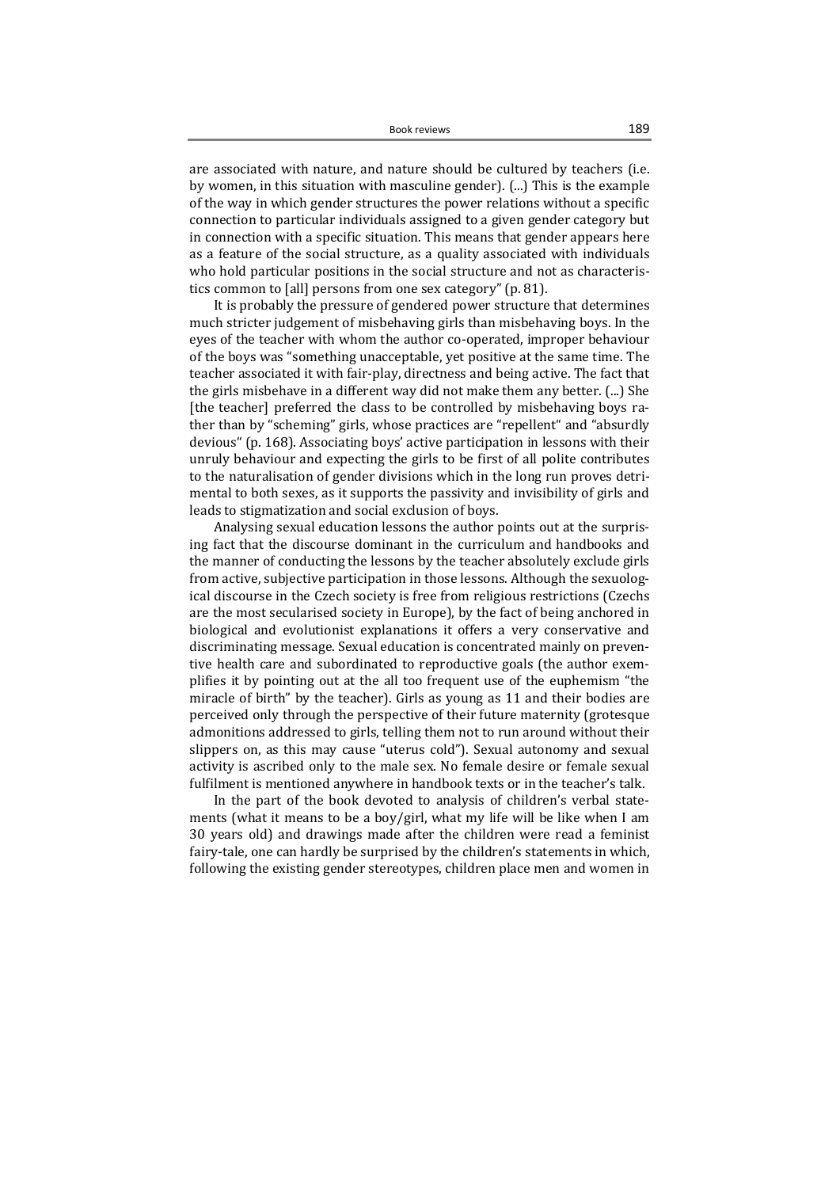are associated with nature, and nature should be cultured by teachers (i.e. by women, in this situation with masculine gender). (...) This is the example of the way in which gender structures the power relations without a specific connection to particular individuals assigned to a given gender category but in connection with a specific situation. This means that gender appears here as a feature of the social structure, as a quality associated with individuals who hold particular positions in the social structure and not as characteristics common to [all] persons from one sex category" (p. 81).

It is probably the pressure of gendered power structure that determines much stricter judgement of misbehaving girls than misbehaving boys. In the eyes of the teacher with whom the author co-operated, improper behaviour of the boys was "something unacceptable, yet positive at the same time. The teacher associated it with fair-play, directness and being active. The fact that the girls misbehave in a different way did not make them any better. (...) She [the teacher] preferred the class to be controlled by misbehaving boys rather than by "scheming" girls, whose practices are "repellent" and "absurdly devious" (p. 168). Associating boys' active participation in lessons with their unruly behaviour and expecting the girls to be first of all polite contributes to the naturalisation of gender divisions which in the long run proves detrimental to both sexes, as it supports the passivity and invisibility of girls and leads to stigmatization and social exclusion of boys.

Analysing sexual education lessons the author points out at the surprising fact that the discourse dominant in the curriculum and handbooks and the manner of conducting the lessons by the teacher absolutely exclude girls from active, subjective participation in those lessons. Although the sexuological discourse in the Czech society is free from religious restrictions (Czechs are the most secularised society in Europe), by the fact of being anchored in biological and evolutionist explanations it offers a very conservative and discriminating message. Sexual education is concentrated mainly on preventive health care and subordinated to reproductive goals (the author exemplifies it by pointing out at the all too frequent use of the euphemism "the miracle of birth" by the teacher). Girls as young as 11 and their bodies are perceived only through the perspective of their future maternity (grotesque admonitions addressed to girls, telling them not to run around without their slippers on, as this may cause "uterus cold"). Sexual autonomy and sexual activity is ascribed only to the male sex. No female desire or female sexual fulfilment is mentioned anywhere in handbook texts or in the teacher's talk.

In the part of the book devoted to analysis of children's verbal statements (what it means to be a boy/girl, what my life will be like when I am 30 years old) and drawings made after the children were read a feminist fairy-tale, one can hardly be surprised by the children's statements in which, following the existing gender stereotypes, children place men and women in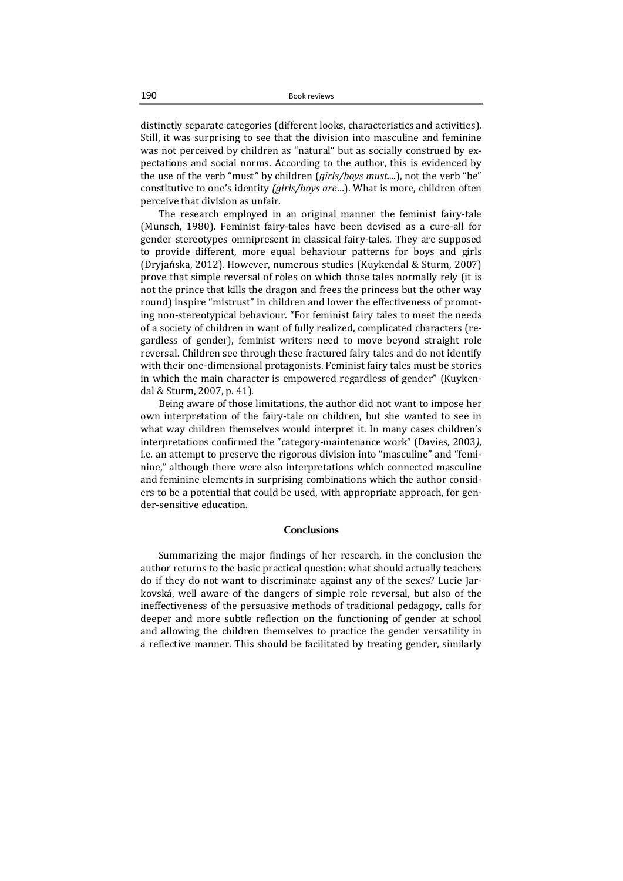distinctly separate categories (different looks, characteristics and activities). Still, it was surprising to see that the division into masculine and feminine was not perceived by children as "natural" but as socially construed by expectations and social norms. According to the author, this is evidenced by the use of the verb "must" by children (*girls/boys must....*), not the verb "be" constitutive to one's identity *(girls/boys are…*). What is more, children often perceive that division as unfair.

The research employed in an original manner the feminist fairy-tale (Munsch, 1980). Feminist fairy-tales have been devised as a cure-all for gender stereotypes omnipresent in classical fairy-tales. They are supposed to provide different, more equal behaviour patterns for boys and girls (Dryjańska, 2012). However, numerous studies (Kuykendal & Sturm, 2007) prove that simple reversal of roles on which those tales normally rely (it is not the prince that kills the dragon and frees the princess but the other way round) inspire "mistrust" in children and lower the effectiveness of promoting non-stereotypical behaviour. "For feminist fairy tales to meet the needs of a society of children in want of fully realized, complicated characters (regardless of gender), feminist writers need to move beyond straight role reversal. Children see through these fractured fairy tales and do not identify with their one-dimensional protagonists. Feminist fairy tales must be stories in which the main character is empowered regardless of gender" (Kuykendal & Sturm, 2007, p. 41).

Being aware of those limitations, the author did not want to impose her own interpretation of the fairy-tale on children, but she wanted to see in what way children themselves would interpret it. In many cases children's interpretations confirmed the "category-maintenance work" (Davies, 2003*),* i.e. an attempt to preserve the rigorous division into "masculine" and "feminine," although there were also interpretations which connected masculine and feminine elements in surprising combinations which the author considers to be a potential that could be used, with appropriate approach, for gender-sensitive education.

## Conclusions

Summarizing the major findings of her research, in the conclusion the author returns to the basic practical question: what should actually teachers do if they do not want to discriminate against any of the sexes? Lucie Jarkovská, well aware of the dangers of simple role reversal, but also of the ineffectiveness of the persuasive methods of traditional pedagogy, calls for deeper and more subtle reflection on the functioning of gender at school and allowing the children themselves to practice the gender versatility in a reflective manner. This should be facilitated by treating gender, similarly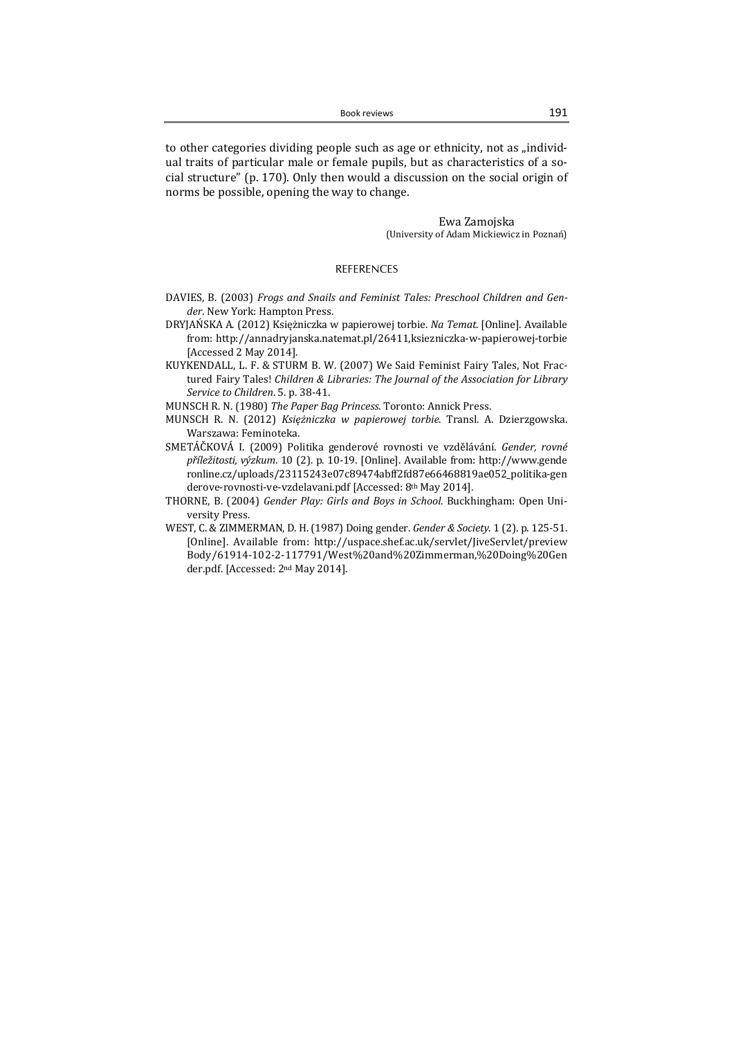to other categories dividing people such as age or ethnicity, not as „individual traits of particular male or female pupils, but as characteristics of a social structure" (p. 170). Only then would a discussion on the social origin of norms be possible, opening the way to change.

Ewa Zamojska
(University of Adam Mickiewicz in Poznań)

## REFERENCES

DAVIES, B. (2003) *Frogs and Snails and Feminist Tales: Preschool Children and Gender*. New York: Hampton Press.

DRYJAŃSKA A. (2012) Księżniczka w papierowej torbie. *Na Temat*. [Online]. Available from: http://annadryjanska.natemat.pl/26411,ksiezniczka-w-papierowej-torbie [Accessed 2 May 2014].

KUYKENDALL, L. F. & STURM B. W. (2007) We Said Feminist Fairy Tales, Not Fractured Fairy Tales! *Children & Libraries: The Journal of the Association for Library Service to Children*. 5. p. 38-41.

MUNSCH R. N. (1980) *The Paper Bag Princess*. Toronto: Annick Press.

MUNSCH R. N. (2012) *Księżniczka w papierowej torbie*. Transl. A. Dzierzgowska. Warszawa: Feminoteka.

SMETÁČKOVÁ I. (2009) Politika genderové rovnosti ve vzdělávání. *Gender, rovné příležitosti, výzkum*. 10 (2). p. 10-19. [Online]. Available from: http://www.genderonline.cz/uploads/23115243e07c89474abff2fd87e66468819ae052_politika-genderove-rovnosti-ve-vzdelavani.pdf [Accessed: 8th May 2014].

THORNE, B. (2004) *Gender Play: Girls and Boys in School*. Buckhingham: Open University Press.

WEST, C. & ZIMMERMAN, D. H. (1987) Doing gender. *Gender & Society*. 1 (2). p. 125-51. [Online]. Available from: http://uspace.shef.ac.uk/servlet/JiveServlet/previewBody/61914-102-2-117791/West%20and%20Zimmerman,%20Doing%20Gender.pdf. [Accessed: 2nd May 2014].